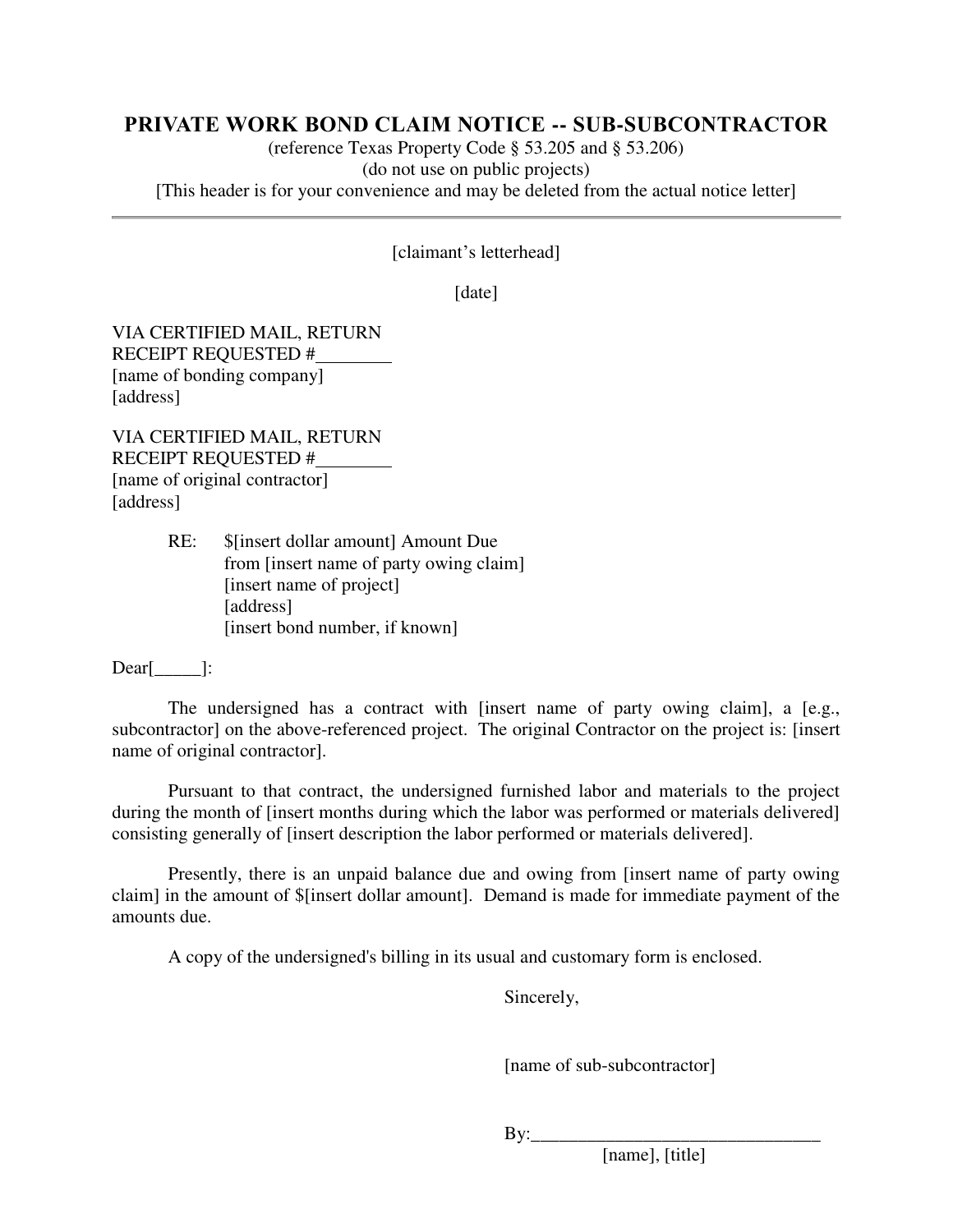# PRIVATE WORK BOND CLAIM NOTICE -- SUB-SUBCONTRACTOR

(reference Texas Property Code § 53.205 and § 53.206)
(do not use on public projects)
[This header is for your convenience and may be deleted from the actual notice letter]

---

[claimant's letterhead]

[date]

VIA CERTIFIED MAIL, RETURN
RECEIPT REQUESTED #________
[name of bonding company]
[address]

VIA CERTIFIED MAIL, RETURN
RECEIPT REQUESTED #________
[name of original contractor]
[address]

RE: $[insert dollar amount] Amount Due
from [insert name of party owing claim]
[insert name of project]
[address]
[insert bond number, if known]

Dear[_____]:

The undersigned has a contract with [insert name of party owing claim], a [e.g., subcontractor] on the above-referenced project. The original Contractor on the project is: [insert name of original contractor].

Pursuant to that contract, the undersigned furnished labor and materials to the project during the month of [insert months during which the labor was performed or materials delivered] consisting generally of [insert description the labor performed or materials delivered].

Presently, there is an unpaid balance due and owing from [insert name of party owing claim] in the amount of $[insert dollar amount]. Demand is made for immediate payment of the amounts due.

A copy of the undersigned's billing in its usual and customary form is enclosed.

Sincerely,

[name of sub-subcontractor]

By:_______________________________
[name], [title]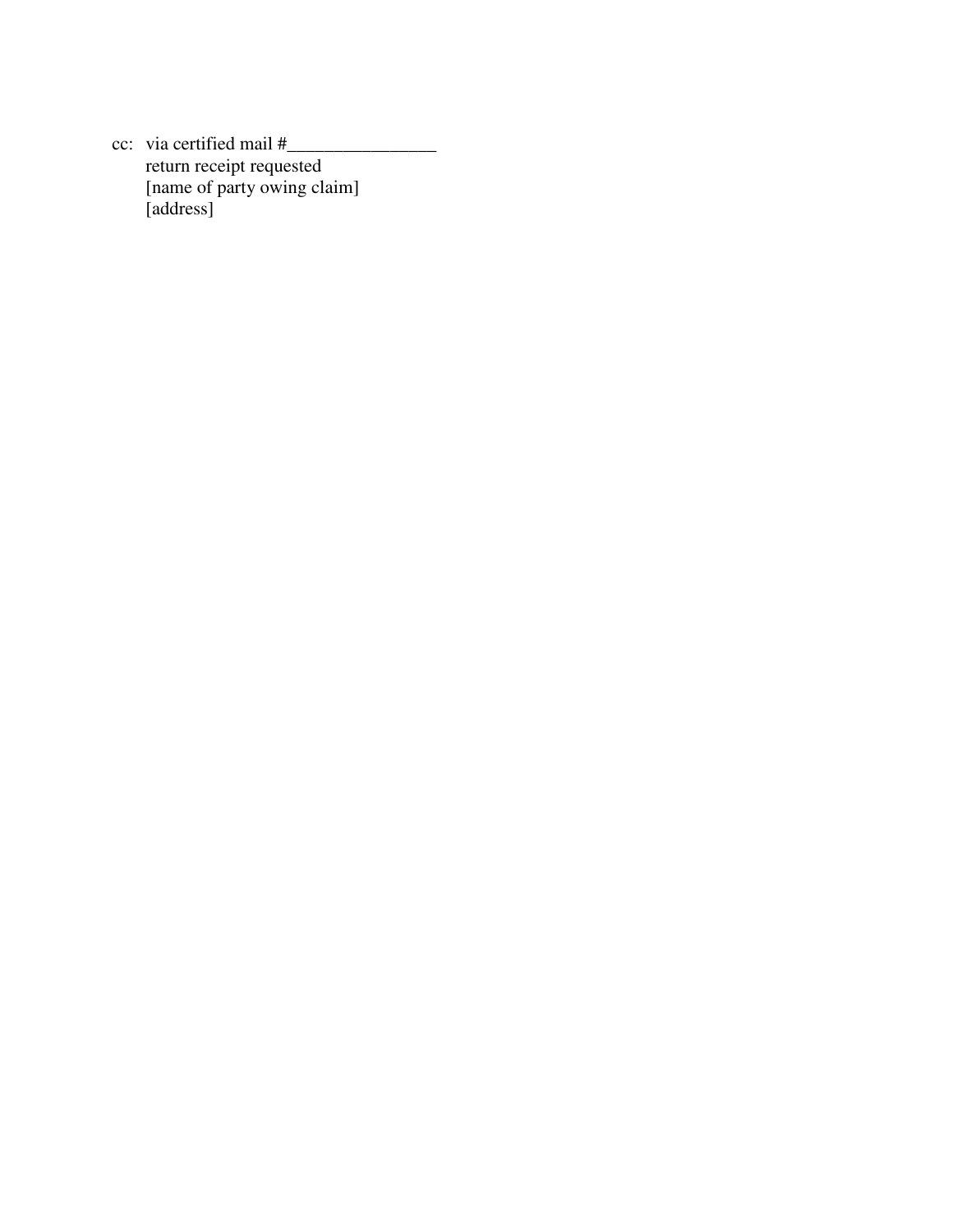cc: via certified mail #________________
return receipt requested
[name of party owing claim]
[address]